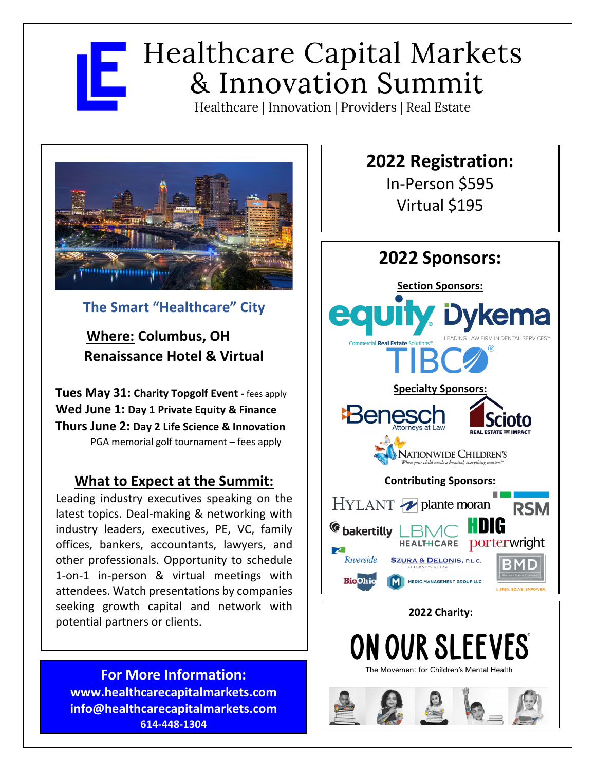# Healthcare Capital Markets & Innovation Summit

Healthcare | Innovation | Providers | Real Estate

**The Smart "Healthcare" City**

**Where: Columbus, OH**
**Renaissance Hotel & Virtual**

**Tues May 31: Charity Topgolf Event -** fees apply
**Wed June 1: Day 1 Private Equity & Finance**
**Thurs June 2: Day 2 Life Science & Innovation**
PGA memorial golf tournament – fees apply

## What to Expect at the Summit:

Leading industry executives speaking on the latest topics. Deal-making & networking with industry leaders, executives, PE, VC, family offices, bankers, accountants, lawyers, and other professionals. Opportunity to schedule 1-on-1 in-person & virtual meetings with attendees. Watch presentations by companies seeking growth capital and network with potential partners or clients.

**For More Information:**
**www.healthcarecapitalmarkets.com**
**info@healthcarecapitalmarkets.com**
**614-448-1304**

## 2022 Registration:

In-Person $595
Virtual $195

## 2022 Sponsors:

**Section Sponsors:**

equity Commercial Real Estate Solutions
Dykema LEADING LAW FIRM IN DENTAL SERVICES
TIBCO

**Specialty Sponsors:**

Benesch Attorneys at Law
Scioto REAL ESTATE WITH IMPACT
Nationwide Children's When your child needs a hospital, everything matters.

**Contributing Sponsors:**

Hylant
plante moran
RSM
bakertilly
LBMC HEALTHCARE
HDIG
porterwright
Riverside.
Szura & Delonis, P.L.C. Attorneys at Law
BMD LISTEN. SOLVE. EMPOWER.
BioOhio
Medic Management Group LLC

**2022 Charity:**

ON OUR SLEEVES
The Movement for Children's Mental Health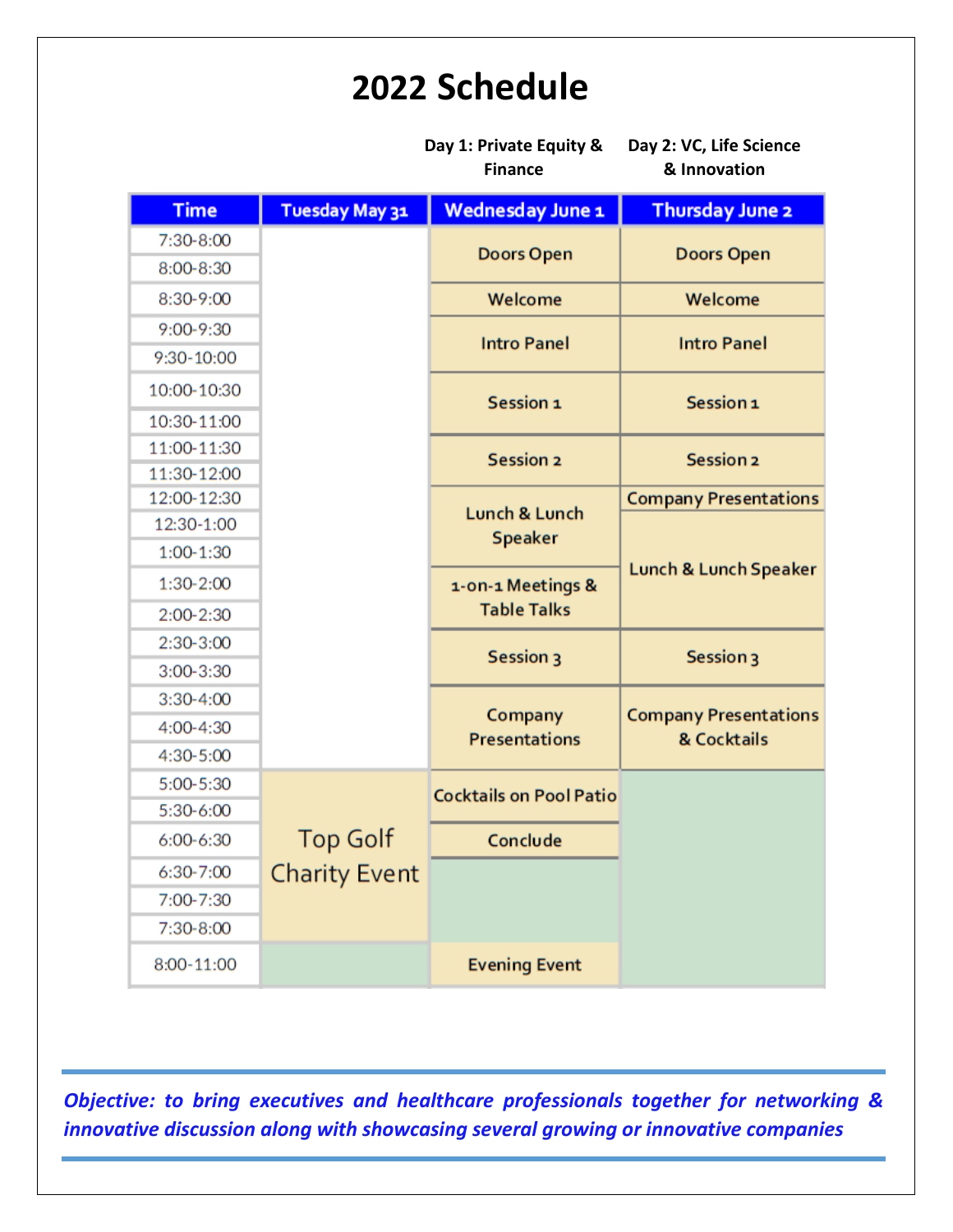# 2022 Schedule

| Time | Tuesday May 31 | Wednesday June 1 (Day 1: Private Equity & Finance) | Thursday June 2 (Day 2: VC, Life Science & Innovation) |
|---|---|---|---|
| 7:30-8:00 | | Doors Open | Doors Open |
| 8:00-8:30 | | | |
| 8:30-9:00 | | Welcome | Welcome |
| 9:00-9:30 | | Intro Panel | Intro Panel |
| 9:30-10:00 | | | |
| 10:00-10:30 | | Session 1 | Session 1 |
| 10:30-11:00 | | | |
| 11:00-11:30 | | Session 2 | Session 2 |
| 11:30-12:00 | | | |
| 12:00-12:30 | | Lunch & Lunch Speaker | Company Presentations |
| 12:30-1:00 | | | Lunch & Lunch Speaker |
| 1:00-1:30 | | | |
| 1:30-2:00 | | 1-on-1 Meetings & Table Talks | |
| 2:00-2:30 | | | |
| 2:30-3:00 | | Session 3 | Session 3 |
| 3:00-3:30 | | | |
| 3:30-4:00 | | Company Presentations | Company Presentations & Cocktails |
| 4:00-4:30 | | | |
| 4:30-5:00 | | | |
| 5:00-5:30 | Top Golf Charity Event | Cocktails on Pool Patio | |
| 5:30-6:00 | | | |
| 6:00-6:30 | | Conclude | |
| 6:30-7:00 | | | |
| 7:00-7:30 | | | |
| 7:30-8:00 | | | |
| 8:00-11:00 | | Evening Event | |

***Objective: to bring executives and healthcare professionals together for networking & innovative discussion along with showcasing several growing or innovative companies***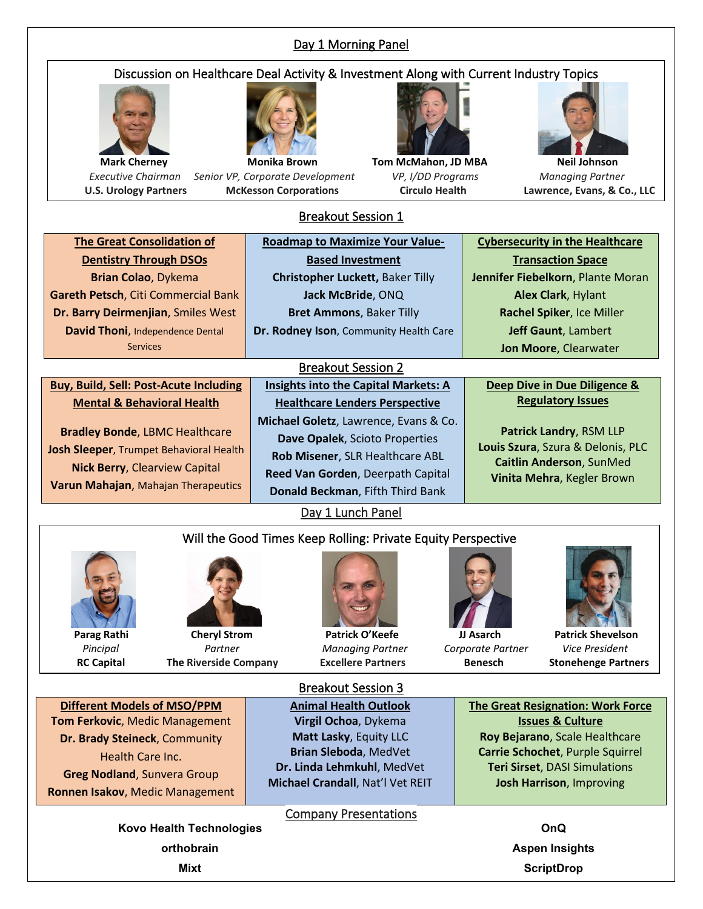## Day 1 Morning Panel

### Discussion on Healthcare Deal Activity & Investment Along with Current Industry Topics

**Mark Cherney**
*Executive Chairman*
**U.S. Urology Partners**

**Monika Brown**
*Senior VP, Corporate Development*
**McKesson Corporations**

**Tom McMahon, JD MBA**
*VP, I/DD Programs*
**Circulo Health**

**Neil Johnson**
*Managing Partner*
**Lawrence, Evans, & Co., LLC**

## Breakout Session 1

| The Great Consolidation of Dentistry Through DSOs | Roadmap to Maximize Your Value-Based Investment | Cybersecurity in the Healthcare Transaction Space |
|---|---|---|
| **Brian Colao**, Dykema | **Christopher Luckett**, Baker Tilly | **Jennifer Fiebelkorn**, Plante Moran |
| **Gareth Petsch**, Citi Commercial Bank | **Jack McBride**, ONQ | **Alex Clark**, Hylant |
| **Dr. Barry Deirmenjian**, Smiles West | **Bret Ammons**, Baker Tilly | **Rachel Spiker**, Ice Miller |
| **David Thoni**, Independence Dental Services | **Dr. Rodney Ison**, Community Health Care | **Jeff Gaunt**, Lambert |
| | | **Jon Moore**, Clearwater |

## Breakout Session 2

| Buy, Build, Sell: Post-Acute Including Mental & Behavioral Health | Insights into the Capital Markets: A Healthcare Lenders Perspective | Deep Dive in Due Diligence & Regulatory Issues |
|---|---|---|
| **Bradley Bonde**, LBMC Healthcare | **Michael Goletz**, Lawrence, Evans & Co. | **Patrick Landry**, RSM LLP |
| **Josh Sleeper**, Trumpet Behavioral Health | **Dave Opalek**, Scioto Properties | **Louis Szura**, Szura & Delonis, PLC |
| **Nick Berry**, Clearview Capital | **Rob Misener**, SLR Healthcare ABL | **Caitlin Anderson**, SunMed |
| **Varun Mahajan**, Mahajan Therapeutics | **Reed Van Gorden**, Deerpath Capital | **Vinita Mehra**, Kegler Brown |
| | **Donald Beckman**, Fifth Third Bank | |

## Day 1 Lunch Panel

### Will the Good Times Keep Rolling: Private Equity Perspective

**Parag Rathi**
*Principal*
**RC Capital**

**Cheryl Strom**
*Partner*
**The Riverside Company**

**Patrick O'Keefe**
*Managing Partner*
**Excellere Partners**

**JJ Asarch**
*Corporate Partner*
**Benesch**

**Patrick Shevelson**
*Vice President*
**Stonehenge Partners**

## Breakout Session 3

| Different Models of MSO/PPM | Animal Health Outlook | The Great Resignation: Work Force Issues & Culture |
|---|---|---|
| **Tom Ferkovic**, Medic Management | **Virgil Ochoa**, Dykema | **Roy Bejarano**, Scale Healthcare |
| **Dr. Brady Steineck**, Community Health Care Inc. | **Matt Lasky**, Equity LLC | **Carrie Schochet**, Purple Squirrel |
| **Greg Nodland**, Sunvera Group | **Brian Sleboda**, MedVet | **Teri Sirset**, DASI Simulations |
| **Ronnen Isakov**, Medic Management | **Dr. Linda Lehmkuhl**, MedVet | **Josh Harrison**, Improving |
| | **Michael Crandall**, Nat'l Vet REIT | |

## Company Presentations

**Kovo Health Technologies**

**orthobrain**

**Mixt**

**OnQ**

**Aspen Insights**

**ScriptDrop**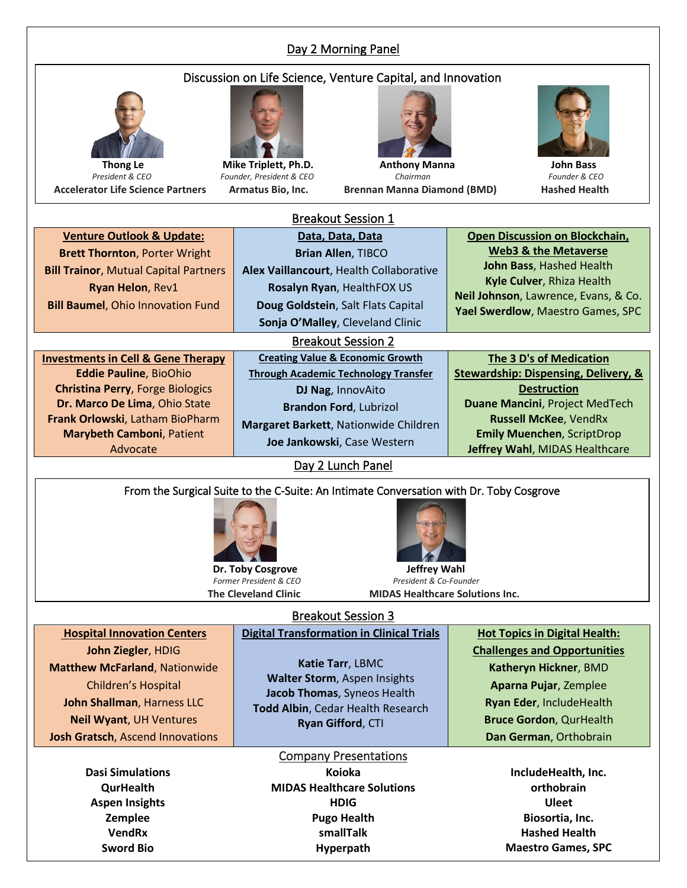## Day 2 Morning Panel

### Discussion on Life Science, Venture Capital, and Innovation

**Thong Le**
*President & CEO*
**Accelerator Life Science Partners**

**Mike Triplett, Ph.D.**
*Founder, President & CEO*
**Armatus Bio, Inc.**

**Anthony Manna**
*Chairman*
**Brennan Manna Diamond (BMD)**

**John Bass**
*Founder & CEO*
**Hashed Health**

## Breakout Session 1

| Venture Outlook & Update: | Data, Data, Data | Open Discussion on Blockchain, Web3 & the Metaverse |
|---|---|---|
| **Brett Thornton**, Porter Wright | **Brian Allen**, TIBCO | **John Bass**, Hashed Health |
| **Bill Trainor**, Mutual Capital Partners | **Alex Vaillancourt**, Health Collaborative | **Kyle Culver**, Rhiza Health |
| **Ryan Helon**, Rev1 | **Rosalyn Ryan**, HealthFOX US | **Neil Johnson**, Lawrence, Evans, & Co. |
| **Bill Baumel**, Ohio Innovation Fund | **Doug Goldstein**, Salt Flats Capital | **Yael Swerdlow**, Maestro Games, SPC |
| | **Sonja O'Malley**, Cleveland Clinic | |

## Breakout Session 2

| Investments in Cell & Gene Therapy | Creating Value & Economic Growth Through Academic Technology Transfer | The 3 D's of Medication Stewardship: Dispensing, Delivery, & Destruction |
|---|---|---|
| **Eddie Pauline**, BioOhio | **DJ Nag**, InnovAito | **Duane Mancini**, Project MedTech |
| **Christina Perry**, Forge Biologics | **Brandon Ford**, Lubrizol | **Russell McKee**, VendRx |
| **Dr. Marco De Lima**, Ohio State | **Margaret Barkett**, Nationwide Children | **Emily Muenchen**, ScriptDrop |
| **Frank Orlowski**, Latham BioPharm | **Joe Jankowski**, Case Western | **Jeffrey Wahl**, MIDAS Healthcare |
| **Marybeth Camboni**, Patient Advocate | | |

## Day 2 Lunch Panel

### From the Surgical Suite to the C-Suite: An Intimate Conversation with Dr. Toby Cosgrove

**Dr. Toby Cosgrove**
*Former President & CEO*
**The Cleveland Clinic**

**Jeffrey Wahl**
*President & Co-Founder*
**MIDAS Healthcare Solutions Inc.**

## Breakout Session 3

| Hospital Innovation Centers | Digital Transformation in Clinical Trials | Hot Topics in Digital Health: Challenges and Opportunities |
|---|---|---|
| **John Ziegler**, HDIG | **Katie Tarr**, LBMC | **Katheryn Hickner**, BMD |
| **Matthew McFarland**, Nationwide Children's Hospital | **Walter Storm**, Aspen Insights | **Aparna Pujar**, Zemplee |
| **John Shallman**, Harness LLC | **Jacob Thomas**, Syneos Health | **Ryan Eder**, IncludeHealth |
| **Neil Wyant**, UH Ventures | **Todd Albin**, Cedar Health Research | **Bruce Gordon**, QurHealth |
| **Josh Gratsch**, Ascend Innovations | **Ryan Gifford**, CTI | **Dan German**, Orthobrain |

## Company Presentations

| | | |
|---|---|---|
| **Dasi Simulations** | **Koioka** | **IncludeHealth, Inc.** |
| **QurHealth** | **MIDAS Healthcare Solutions** | **orthobrain** |
| **Aspen Insights** | **HDIG** | **Uleet** |
| **Zemplee** | **Pugo Health** | **Biosortia, Inc.** |
| **VendRx** | **smallTalk** | **Hashed Health** |
| **Sword Bio** | **Hyperpath** | **Maestro Games, SPC** |